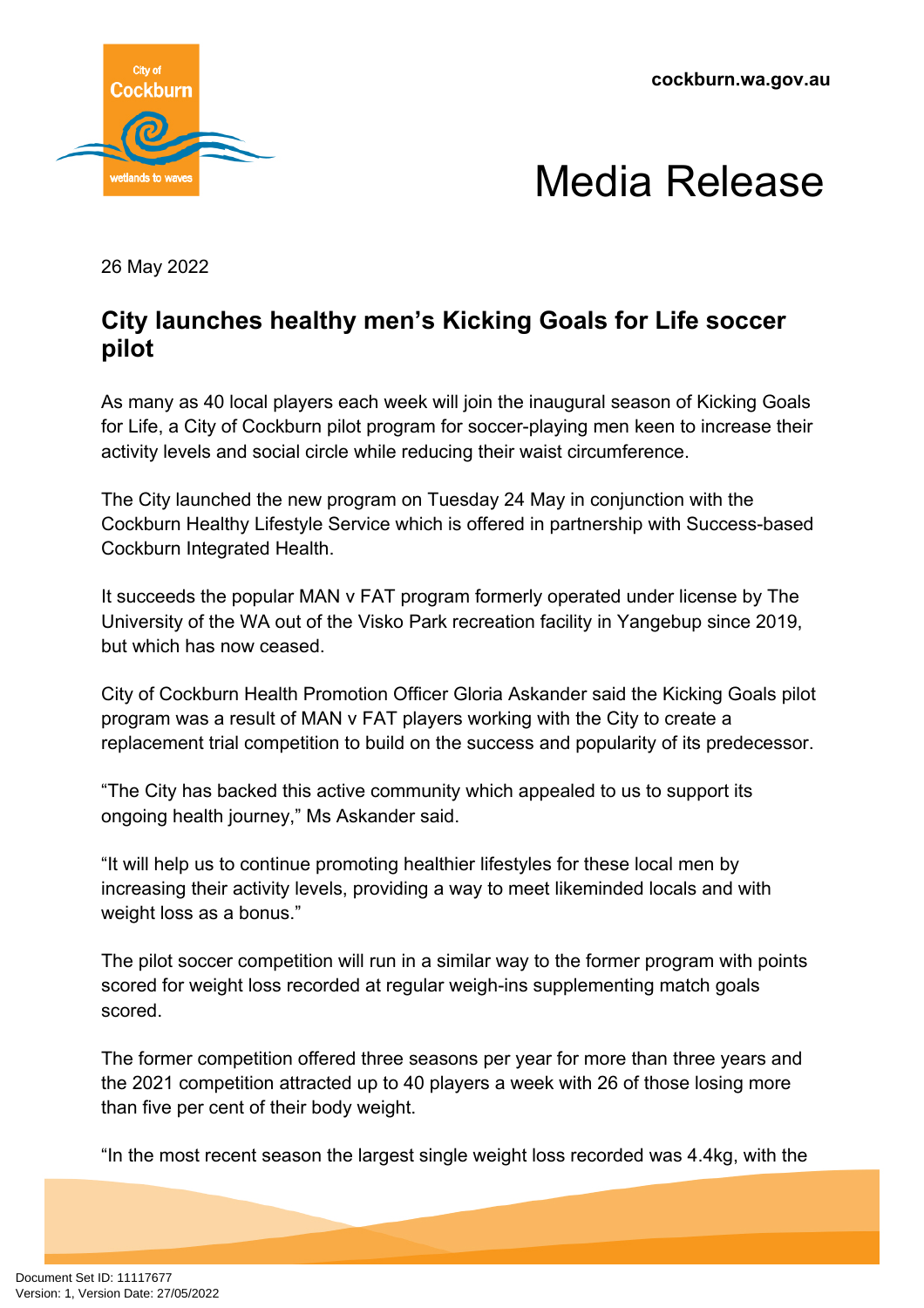cockburn.wa.gov.au

# Media Release

26 May 2022

## City launches healthy men's Kicking Goals for Life soccer pilot

As many as 40 local players each week will join the inaugural season of Kicking Goals for Life, a City of Cockburn pilot program for soccer-playing men keen to increase their activity levels and social circle while reducing their waist circumference.

The City launched the new program on Tuesday 24 May in conjunction with the Cockburn Healthy Lifestyle Service which is offered in partnership with Success-based Cockburn Integrated Health.

It succeeds the popular MAN v FAT program formerly operated under license by The University of the WA out of the Visko Park recreation facility in Yangebup since 2019, but which has now ceased.

City of Cockburn Health Promotion Officer Gloria Askander said the Kicking Goals pilot program was a result of MAN v FAT players working with the City to create a replacement trial competition to build on the success and popularity of its predecessor.

"The City has backed this active community which appealed to us to support its ongoing health journey," Ms Askander said.

"It will help us to continue promoting healthier lifestyles for these local men by increasing their activity levels, providing a way to meet likeminded locals and with weight loss as a bonus."

The pilot soccer competition will run in a similar way to the former program with points scored for weight loss recorded at regular weigh-ins supplementing match goals scored.

The former competition offered three seasons per year for more than three years and the 2021 competition attracted up to 40 players a week with 26 of those losing more than five per cent of their body weight.

"In the most recent season the largest single weight loss recorded was 4.4kg, with the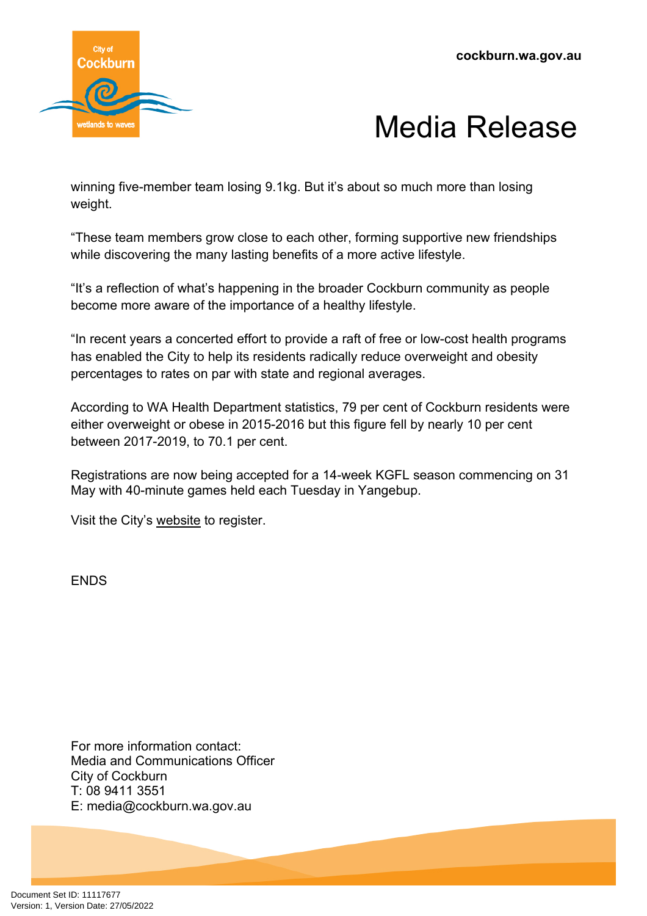winning five-member team losing 9.1kg. But it's about so much more than losing weight.

"These team members grow close to each other, forming supportive new friendships while discovering the many lasting benefits of a more active lifestyle.

"It's a reflection of what's happening in the broader Cockburn community as people become more aware of the importance of a healthy lifestyle.

"In recent years a concerted effort to provide a raft of free or low-cost health programs has enabled the City to help its residents radically reduce overweight and obesity percentages to rates on par with state and regional averages.

According to WA Health Department statistics, 79 per cent of Cockburn residents were either overweight or obese in 2015-2016 but this figure fell by nearly 10 per cent between 2017-2019, to 70.1 per cent.

Registrations are now being accepted for a 14-week KGFL season commencing on 31 May with 40-minute games held each Tuesday in Yangebup.

Visit the City's website to register.

ENDS

For more information contact:
Media and Communications Officer
City of Cockburn
T: 08 9411 3551
E: media@cockburn.wa.gov.au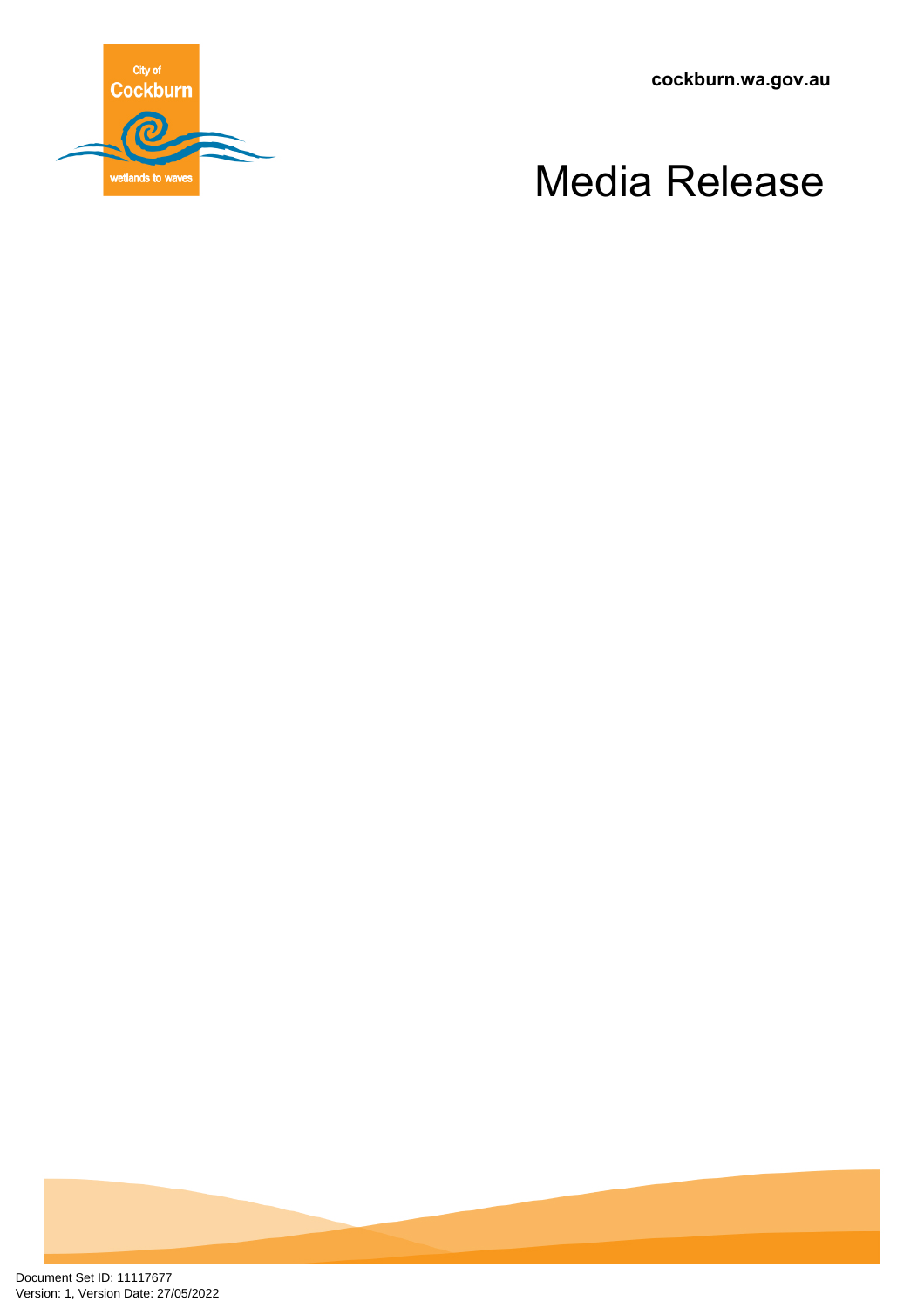cockburn.wa.gov.au

# Media Release